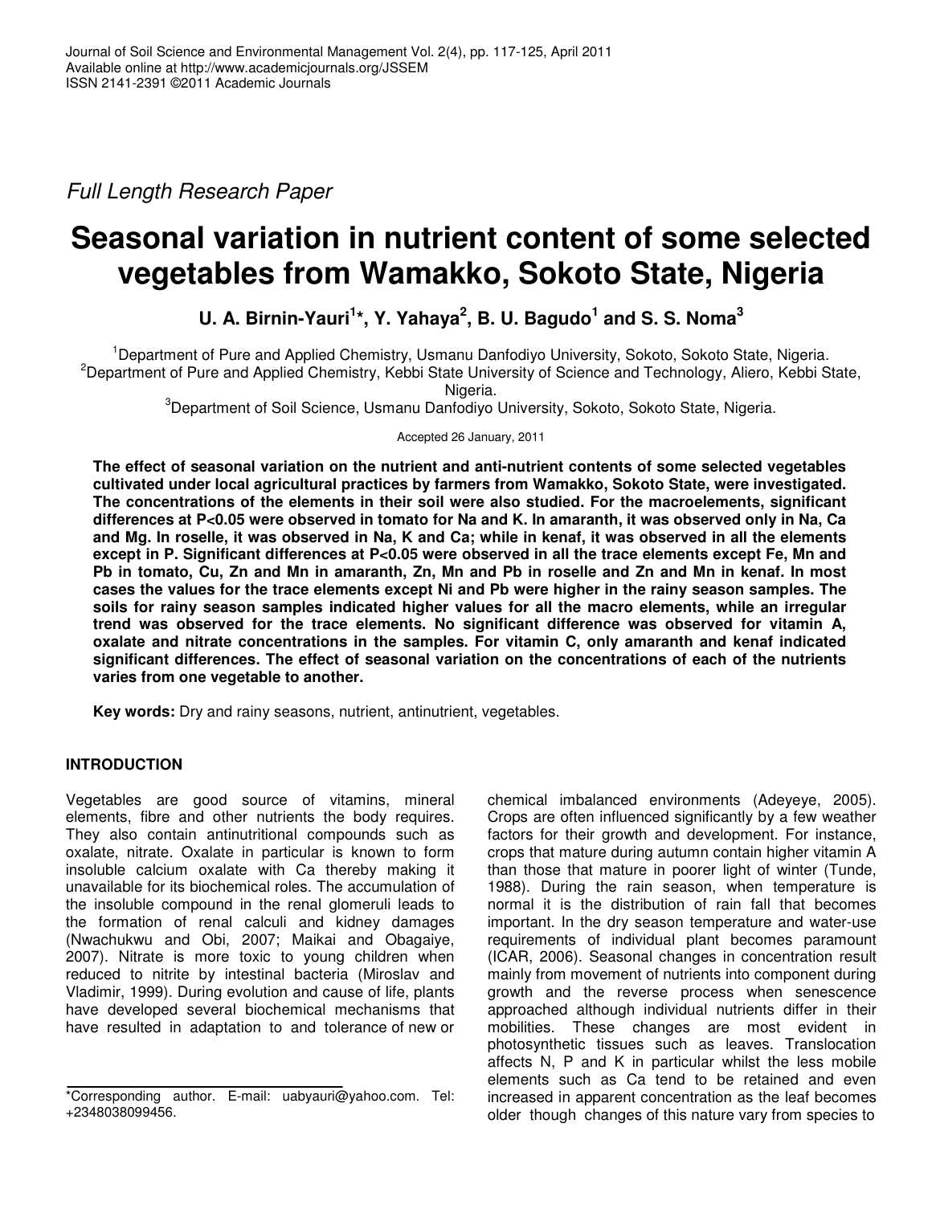*Full Length Research Paper*

# Seasonal variation in nutrient content of some selected vegetables from Wamakko, Sokoto State, Nigeria

**U. A. Birnin-Yauri[1]\*, Y. Yahaya[2], B. U. Bagudo[1] and S. S. Noma[3]**

[1]Department of Pure and Applied Chemistry, Usmanu Danfodiyo University, Sokoto, Sokoto State, Nigeria.
[2]Department of Pure and Applied Chemistry, Kebbi State University of Science and Technology, Aliero, Kebbi State, Nigeria.
[3]Department of Soil Science, Usmanu Danfodiyo University, Sokoto, Sokoto State, Nigeria.

Accepted 26 January, 2011

**The effect of seasonal variation on the nutrient and anti-nutrient contents of some selected vegetables cultivated under local agricultural practices by farmers from Wamakko, Sokoto State, were investigated. The concentrations of the elements in their soil were also studied. For the macroelements, significant differences at P<0.05 were observed in tomato for Na and K. In amaranth, it was observed only in Na, Ca and Mg. In roselle, it was observed in Na, K and Ca; while in kenaf, it was observed in all the elements except in P. Significant differences at P<0.05 were observed in all the trace elements except Fe, Mn and Pb in tomato, Cu, Zn and Mn in amaranth, Zn, Mn and Pb in roselle and Zn and Mn in kenaf. In most cases the values for the trace elements except Ni and Pb were higher in the rainy season samples. The soils for rainy season samples indicated higher values for all the macro elements, while an irregular trend was observed for the trace elements. No significant difference was observed for vitamin A, oxalate and nitrate concentrations in the samples. For vitamin C, only amaranth and kenaf indicated significant differences. The effect of seasonal variation on the concentrations of each of the nutrients varies from one vegetable to another.**

**Key words:** Dry and rainy seasons, nutrient, antinutrient, vegetables.

## INTRODUCTION

Vegetables are good source of vitamins, mineral elements, fibre and other nutrients the body requires. They also contain antinutritional compounds such as oxalate, nitrate. Oxalate in particular is known to form insoluble calcium oxalate with Ca thereby making it unavailable for its biochemical roles. The accumulation of the insoluble compound in the renal glomeruli leads to the formation of renal calculi and kidney damages (Nwachukwu and Obi, 2007; Maikai and Obagaiye, 2007). Nitrate is more toxic to young children when reduced to nitrite by intestinal bacteria (Miroslav and Vladimir, 1999). During evolution and cause of life, plants have developed several biochemical mechanisms that have resulted in adaptation to and tolerance of new or chemical imbalanced environments (Adeyeye, 2005). Crops are often influenced significantly by a few weather factors for their growth and development. For instance, crops that mature during autumn contain higher vitamin A than those that mature in poorer light of winter (Tunde, 1988). During the rain season, when temperature is normal it is the distribution of rain fall that becomes important. In the dry season temperature and water-use requirements of individual plant becomes paramount (ICAR, 2006). Seasonal changes in concentration result mainly from movement of nutrients into component during growth and the reverse process when senescence approached although individual nutrients differ in their mobilities. These changes are most evident in photosynthetic tissues such as leaves. Translocation affects N, P and K in particular whilst the less mobile elements such as Ca tend to be retained and even increased in apparent concentration as the leaf becomes older though changes of this nature vary from species to

\*Corresponding author. E-mail: uabyauri@yahoo.com. Tel: +2348038099456.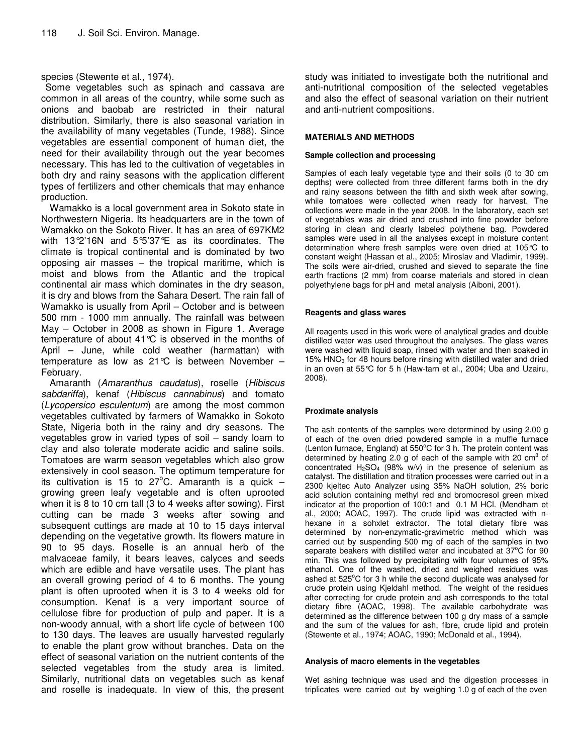species (Stewente et al., 1974).

Some vegetables such as spinach and cassava are common in all areas of the country, while some such as onions and baobab are restricted in their natural distribution. Similarly, there is also seasonal variation in the availability of many vegetables (Tunde, 1988). Since vegetables are essential component of human diet, the need for their availability through out the year becomes necessary. This has led to the cultivation of vegetables in both dry and rainy seasons with the application different types of fertilizers and other chemicals that may enhance production.

Wamakko is a local government area in Sokoto state in Northwestern Nigeria. Its headquarters are in the town of Wamakko on the Sokoto River. It has an area of 697KM2 with 13°2'16N and 5°5'37°E as its coordinates. The climate is tropical continental and is dominated by two opposing air masses – the tropical maritime, which is moist and blows from the Atlantic and the tropical continental air mass which dominates in the dry season, it is dry and blows from the Sahara Desert. The rain fall of Wamakko is usually from April – October and is between 500 mm - 1000 mm annually. The rainfall was between May – October in 2008 as shown in Figure 1. Average temperature of about 41°C is observed in the months of April – June, while cold weather (harmattan) with temperature as low as 21°C is between November – February.

Amaranth (*Amaranthus caudatus*), roselle (*Hibiscus sabdariffa*), kenaf (*Hibiscus cannabinus*) and tomato (*Lycopersico esculentum*) are among the most common vegetables cultivated by farmers of Wamakko in Sokoto State, Nigeria both in the rainy and dry seasons. The vegetables grow in varied types of soil – sandy loam to clay and also tolerate moderate acidic and saline soils. Tomatoes are warm season vegetables which also grow extensively in cool season. The optimum temperature for its cultivation is 15 to 27°C. Amaranth is a quick – growing green leafy vegetable and is often uprooted when it is 8 to 10 cm tall (3 to 4 weeks after sowing). First cutting can be made 3 weeks after sowing and subsequent cuttings are made at 10 to 15 days interval depending on the vegetative growth. Its flowers mature in 90 to 95 days. Roselle is an annual herb of the malvaceae family, it bears leaves, calyces and seeds which are edible and have versatile uses. The plant has an overall growing period of 4 to 6 months. The young plant is often uprooted when it is 3 to 4 weeks old for consumption. Kenaf is a very important source of cellulose fibre for production of pulp and paper. It is a non-woody annual, with a short life cycle of between 100 to 130 days. The leaves are usually harvested regularly to enable the plant grow without branches. Data on the effect of seasonal variation on the nutrient contents of the selected vegetables from the study area is limited. Similarly, nutritional data on vegetables such as kenaf and roselle is inadequate. In view of this, the present study was initiated to investigate both the nutritional and anti-nutritional composition of the selected vegetables and also the effect of seasonal variation on their nutrient and anti-nutrient compositions.

## MATERIALS AND METHODS

### Sample collection and processing

Samples of each leafy vegetable type and their soils (0 to 30 cm depths) were collected from three different farms both in the dry and rainy seasons between the fifth and sixth week after sowing, while tomatoes were collected when ready for harvest. The collections were made in the year 2008. In the laboratory, each set of vegetables was air dried and crushed into fine powder before storing in clean and clearly labeled polythene bag. Powdered samples were used in all the analyses except in moisture content determination where fresh samples were oven dried at 105°C to constant weight (Hassan et al., 2005; Miroslav and Vladimir, 1999). The soils were air-dried, crushed and sieved to separate the fine earth fractions (2 mm) from coarse materials and stored in clean polyethylene bags for pH and metal analysis (Aiboni, 2001).

### Reagents and glass wares

All reagents used in this work were of analytical grades and double distilled water was used throughout the analyses. The glass wares were washed with liquid soap, rinsed with water and then soaked in 15% $HNO_3$ for 48 hours before rinsing with distilled water and dried in an oven at 55°C for 5 h (Haw-tarn et al., 2004; Uba and Uzairu, 2008).

### Proximate analysis

The ash contents of the samples were determined by using 2.00 g of each of the oven dried powdered sample in a muffle furnace (Lenton furnace, England) at 550°C for 3 h. The protein content was determined by heating 2.0 g of each of the sample with 20 $cm^3$ of concentrated $H_2SO_4$ (98% w/v) in the presence of selenium as catalyst. The distillation and titration processes were carried out in a 2300 kjeltec Auto Analyzer using 35% NaOH solution, 2% boric acid solution containing methyl red and bromocresol green mixed indicator at the proportion of 100:1 and 0.1 M HCl. (Mendham et al., 2000; AOAC, 1997). The crude lipid was extracted with n-hexane in a sohxlet extractor. The total dietary fibre was determined by non-enzymatic-gravimetric method which was carried out by suspending 500 mg of each of the samples in two separate beakers with distilled water and incubated at 37°C for 90 min. This was followed by precipitating with four volumes of 95% ethanol. One of the washed, dried and weighed residues was ashed at 525°C for 3 h while the second duplicate was analysed for crude protein using Kjeldahl method. The weight of the residues after correcting for crude protein and ash corresponds to the total dietary fibre (AOAC, 1998). The available carbohydrate was determined as the difference between 100 g dry mass of a sample and the sum of the values for ash, fibre, crude lipid and protein (Stewente et al., 1974; AOAC, 1990; McDonald et al., 1994).

### Analysis of macro elements in the vegetables

Wet ashing technique was used and the digestion processes in triplicates were carried out by weighing 1.0 g of each of the oven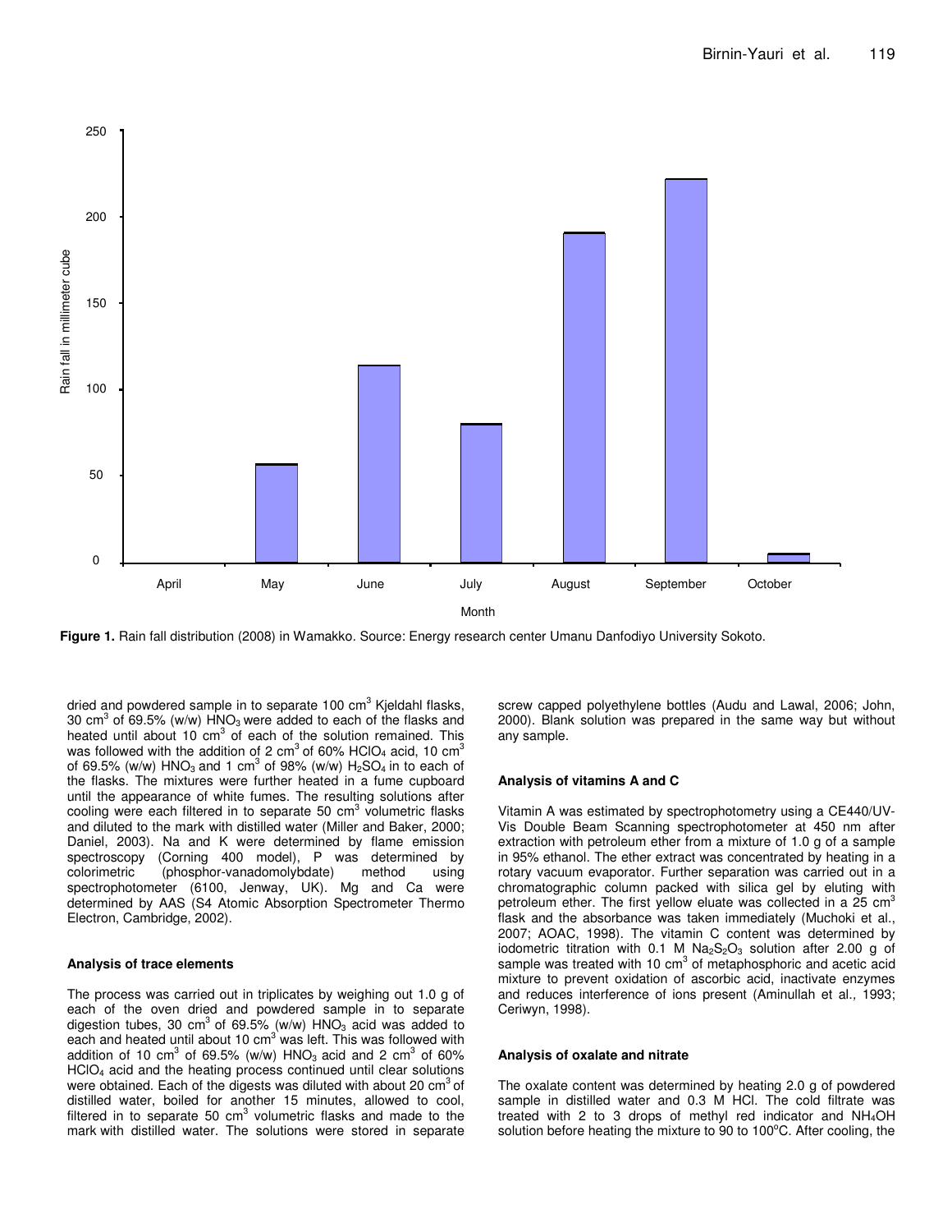**Figure 1.** Rain fall distribution (2008) in Wamakko. Source: Energy research center Umanu Danfodiyo University Sokoto.

dried and powdered sample in to separate 100 $cm^3$ Kjeldahl flasks, 30 $cm^3$ of 69.5% (w/w) $HNO_3$ were added to each of the flasks and heated until about 10 $cm^3$ of each of the solution remained. This was followed with the addition of 2 $cm^3$ of 60% $HClO_4$ acid, 10 $cm^3$ of 69.5% (w/w) $HNO_3$ and 1 $cm^3$ of 98% (w/w) $H_2SO_4$ in to each of the flasks. The mixtures were further heated in a fume cupboard until the appearance of white fumes. The resulting solutions after cooling were each filtered in to separate 50 $cm^3$ volumetric flasks and diluted to the mark with distilled water (Miller and Baker, 2000; Daniel, 2003). Na and K were determined by flame emission spectroscopy (Corning 400 model), P was determined by colorimetric (phosphor-vanadomolybdate) method using spectrophotometer (6100, Jenway, UK). Mg and Ca were determined by AAS (S4 Atomic Absorption Spectrometer Thermo Electron, Cambridge, 2002).

### Analysis of trace elements

The process was carried out in triplicates by weighing out 1.0 g of each of the oven dried and powdered sample in to separate digestion tubes, 30 $cm^3$ of 69.5% (w/w) $HNO_3$ acid was added to each and heated until about 10 $cm^3$ was left. This was followed with addition of 10 $cm^3$ of 69.5% (w/w) $HNO_3$ acid and 2 $cm^3$ of 60% $HClO_4$ acid and the heating process continued until clear solutions were obtained. Each of the digests was diluted with about 20 $cm^3$ of distilled water, boiled for another 15 minutes, allowed to cool, filtered in to separate 50 $cm^3$ volumetric flasks and made to the mark with distilled water. The solutions were stored in separate screw capped polyethylene bottles (Audu and Lawal, 2006; John, 2000). Blank solution was prepared in the same way but without any sample.

### Analysis of vitamins A and C

Vitamin A was estimated by spectrophotometry using a CE440/UV-Vis Double Beam Scanning spectrophotometer at 450 nm after extraction with petroleum ether from a mixture of 1.0 g of a sample in 95% ethanol. The ether extract was concentrated by heating in a rotary vacuum evaporator. Further separation was carried out in a chromatographic column packed with silica gel by eluting with petroleum ether. The first yellow eluate was collected in a 25 $cm^3$ flask and the absorbance was taken immediately (Muchoki et al., 2007; AOAC, 1998). The vitamin C content was determined by iodometric titration with 0.1 M $Na_2S_2O_3$ solution after 2.00 g of sample was treated with 10 $cm^3$ of metaphosphoric and acetic acid mixture to prevent oxidation of ascorbic acid, inactivate enzymes and reduces interference of ions present (Aminullah et al., 1993; Ceriwyn, 1998).

### Analysis of oxalate and nitrate

The oxalate content was determined by heating 2.0 g of powdered sample in distilled water and 0.3 M HCl. The cold filtrate was treated with 2 to 3 drops of methyl red indicator and $NH_4OH$ solution before heating the mixture to 90 to 100°C. After cooling, the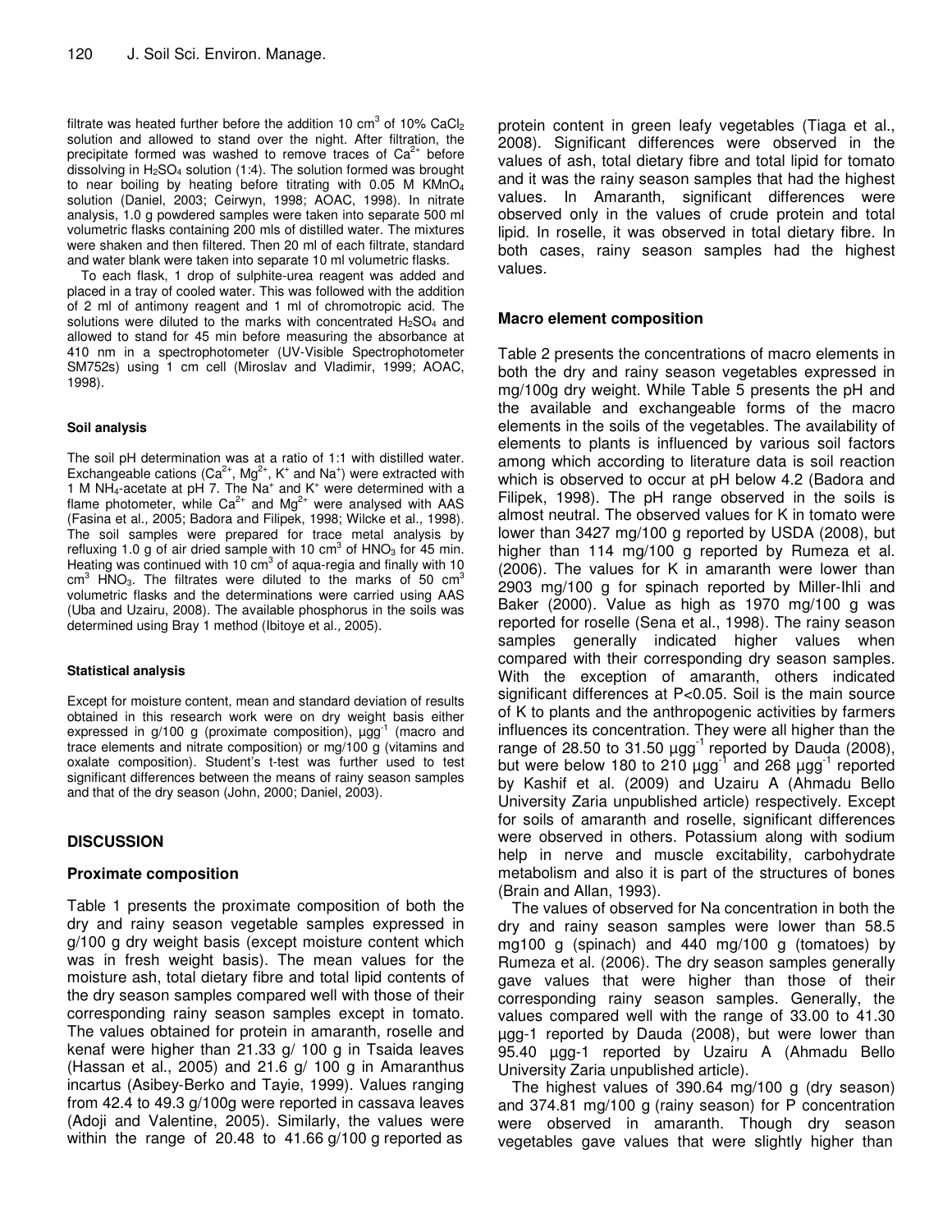filtrate was heated further before the addition 10 $cm^3$ of 10% $CaCl_2$ solution and allowed to stand over the night. After filtration, the precipitate formed was washed to remove traces of $Ca^{2+}$ before dissolving in $H_2SO_4$ solution (1:4). The solution formed was brought to near boiling by heating before titrating with 0.05 M $KMnO_4$ solution (Daniel, 2003; Ceirwyn, 1998; AOAC, 1998). In nitrate analysis, 1.0 g powdered samples were taken into separate 500 ml volumetric flasks containing 200 mls of distilled water. The mixtures were shaken and then filtered. Then 20 ml of each filtrate, standard and water blank were taken into separate 10 ml volumetric flasks.

To each flask, 1 drop of sulphite-urea reagent was added and placed in a tray of cooled water. This was followed with the addition of 2 ml of antimony reagent and 1 ml of chromotropic acid. The solutions were diluted to the marks with concentrated $H_2SO_4$ and allowed to stand for 45 min before measuring the absorbance at 410 nm in a spectrophotometer (UV-Visible Spectrophotometer SM752s) using 1 cm cell (Miroslav and Vladimir, 1999; AOAC, 1998).

#### Soil analysis

The soil pH determination was at a ratio of 1:1 with distilled water. Exchangeable cations ($Ca^{2+}$, $Mg^{2+}$, $K^+$ and $Na^+$) were extracted with 1 M $NH_4$-acetate at pH 7. The $Na^+$ and $K^+$ were determined with a flame photometer, while $Ca^{2+}$ and $Mg^{2+}$ were analysed with AAS (Fasina et al*.,* 2005; Badora and Filipek, 1998; Wilcke et al*.,* 1998). The soil samples were prepared for trace metal analysis by refluxing 1.0 g of air dried sample with 10 $cm^3$ of $HNO_3$ for 45 min. Heating was continued with 10 $cm^3$ of aqua-regia and finally with 10 $cm^3$ $HNO_3$. The filtrates were diluted to the marks of 50 $cm^3$ volumetric flasks and the determinations were carried using AAS (Uba and Uzairu, 2008). The available phosphorus in the soils was determined using Bray 1 method (Ibitoye et al*.,* 2005).

#### Statistical analysis

Except for moisture content, mean and standard deviation of results obtained in this research work were on dry weight basis either expressed in g/100 g (proximate composition), $\mu gg^{-1}$ (macro and trace elements and nitrate composition) or mg/100 g (vitamins and oxalate composition). Student's t-test was further used to test significant differences between the means of rainy season samples and that of the dry season (John, 2000; Daniel, 2003).

## DISCUSSION

### Proximate composition

Table 1 presents the proximate composition of both the dry and rainy season vegetable samples expressed in g/100 g dry weight basis (except moisture content which was in fresh weight basis). The mean values for the moisture ash, total dietary fibre and total lipid contents of the dry season samples compared well with those of their corresponding rainy season samples except in tomato. The values obtained for protein in amaranth, roselle and kenaf were higher than 21.33 g/ 100 g in Tsaida leaves (Hassan et al., 2005) and 21.6 g/ 100 g in Amaranthus incartus (Asibey-Berko and Tayie, 1999). Values ranging from 42.4 to 49.3 g/100g were reported in cassava leaves (Adoji and Valentine, 2005). Similarly, the values were within the range of 20.48 to 41.66 g/100 g reported as protein content in green leafy vegetables (Tiaga et al., 2008). Significant differences were observed in the values of ash, total dietary fibre and total lipid for tomato and it was the rainy season samples that had the highest values. In Amaranth, significant differences were observed only in the values of crude protein and total lipid. In roselle, it was observed in total dietary fibre. In both cases, rainy season samples had the highest values.

### Macro element composition

Table 2 presents the concentrations of macro elements in both the dry and rainy season vegetables expressed in mg/100g dry weight. While Table 5 presents the pH and the available and exchangeable forms of the macro elements in the soils of the vegetables. The availability of elements to plants is influenced by various soil factors among which according to literature data is soil reaction which is observed to occur at pH below 4.2 (Badora and Filipek, 1998). The pH range observed in the soils is almost neutral. The observed values for K in tomato were lower than 3427 mg/100 g reported by USDA (2008), but higher than 114 mg/100 g reported by Rumeza et al. (2006). The values for K in amaranth were lower than 2903 mg/100 g for spinach reported by Miller-Ihli and Baker (2000). Value as high as 1970 mg/100 g was reported for roselle (Sena et al., 1998). The rainy season samples generally indicated higher values when compared with their corresponding dry season samples. With the exception of amaranth, others indicated significant differences at $P<0.05$. Soil is the main source of K to plants and the anthropogenic activities by farmers influences its concentration. They were all higher than the range of 28.50 to 31.50 $\mu gg^{-1}$ reported by Dauda (2008), but were below 180 to 210 $\mu gg^{-1}$ and 268 $\mu gg^{-1}$ reported by Kashif et al. (2009) and Uzairu A (Ahmadu Bello University Zaria unpublished article) respectively. Except for soils of amaranth and roselle, significant differences were observed in others. Potassium along with sodium help in nerve and muscle excitability, carbohydrate metabolism and also it is part of the structures of bones (Brain and Allan, 1993).

The values of observed for Na concentration in both the dry and rainy season samples were lower than 58.5 mg100 g (spinach) and 440 mg/100 g (tomatoes) by Rumeza et al. (2006). The dry season samples generally gave values that were higher than those of their corresponding rainy season samples. Generally, the values compared well with the range of 33.00 to 41.30 µgg-1 reported by Dauda (2008), but were lower than 95.40 µgg-1 reported by Uzairu A (Ahmadu Bello University Zaria unpublished article).

The highest values of 390.64 mg/100 g (dry season) and 374.81 mg/100 g (rainy season) for P concentration were observed in amaranth. Though dry season vegetables gave values that were slightly higher than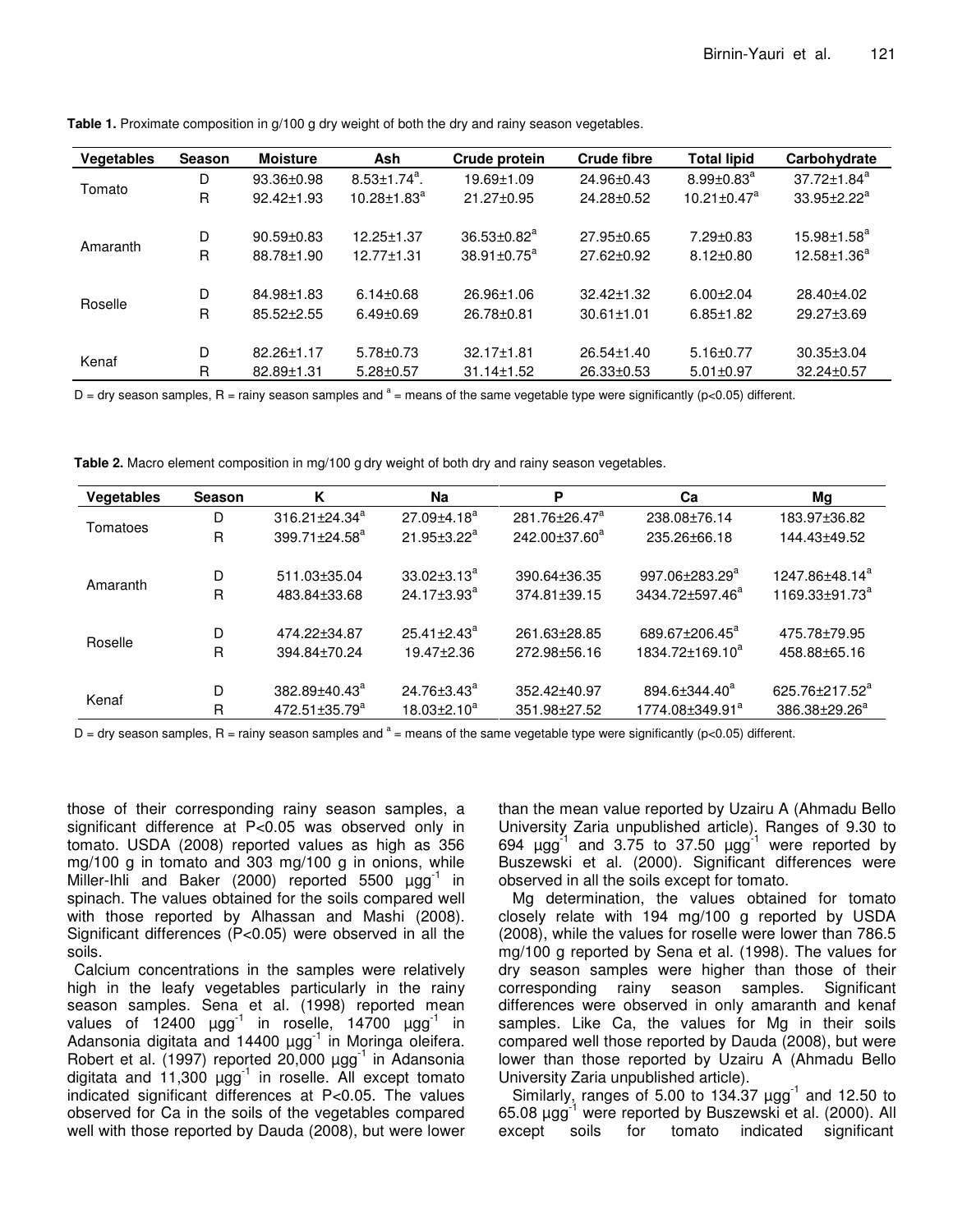**Table 1.** Proximate composition in g/100 g dry weight of both the dry and rainy season vegetables.

| Vegetables | Season | Moisture | Ash | Crude protein | Crude fibre | Total lipid | Carbohydrate |
|---|---|---|---|---|---|---|---|
| Tomato | D | 93.36±0.98 | 8.53±1.74[a]. | 19.69±1.09 | 24.96±0.43 | 8.99±0.83[a] | 37.72±1.84[a] |
| | R | 92.42±1.93 | 10.28±1.83[a] | 21.27±0.95 | 24.28±0.52 | 10.21±0.47[a] | 33.95±2.22[a] |
| Amaranth | D | 90.59±0.83 | 12.25±1.37 | 36.53±0.82[a] | 27.95±0.65 | 7.29±0.83 | 15.98±1.58[a] |
| | R | 88.78±1.90 | 12.77±1.31 | 38.91±0.75[a] | 27.62±0.92 | 8.12±0.80 | 12.58±1.36[a] |
| Roselle | D | 84.98±1.83 | 6.14±0.68 | 26.96±1.06 | 32.42±1.32 | 6.00±2.04 | 28.40±4.02 |
| | R | 85.52±2.55 | 6.49±0.69 | 26.78±0.81 | 30.61±1.01 | 6.85±1.82 | 29.27±3.69 |
| Kenaf | D | 82.26±1.17 | 5.78±0.73 | 32.17±1.81 | 26.54±1.40 | 5.16±0.77 | 30.35±3.04 |
| | R | 82.89±1.31 | 5.28±0.57 | 31.14±1.52 | 26.33±0.53 | 5.01±0.97 | 32.24±0.57 |

D = dry season samples, R = rainy season samples and [a] = means of the same vegetable type were significantly ($p<0.05$) different.

**Table 2.** Macro element composition in mg/100 g dry weight of both dry and rainy season vegetables.

| Vegetables | Season | K | Na | P | Ca | Mg |
|---|---|---|---|---|---|---|
| Tomatoes | D | 316.21±24.34[a] | 27.09±4.18[a] | 281.76±26.47[a] | 238.08±76.14 | 183.97±36.82 |
| | R | 399.71±24.58[a] | 21.95±3.22[a] | 242.00±37.60[a] | 235.26±66.18 | 144.43±49.52 |
| Amaranth | D | 511.03±35.04 | 33.02±3.13[a] | 390.64±36.35 | 997.06±283.29[a] | 1247.86±48.14[a] |
| | R | 483.84±33.68 | 24.17±3.93[a] | 374.81±39.15 | 3434.72±597.46[a] | 1169.33±91.73[a] |
| Roselle | D | 474.22±34.87 | 25.41±2.43[a] | 261.63±28.85 | 689.67±206.45[a] | 475.78±79.95 |
| | R | 394.84±70.24 | 19.47±2.36 | 272.98±56.16 | 1834.72±169.10[a] | 458.88±65.16 |
| Kenaf | D | 382.89±40.43[a] | 24.76±3.43[a] | 352.42±40.97 | 894.6±344.40[a] | 625.76±217.52[a] |
| | R | 472.51±35.79[a] | 18.03±2.10[a] | 351.98±27.52 | 1774.08±349.91[a] | 386.38±29.26[a] |

D = dry season samples, R = rainy season samples and [a] = means of the same vegetable type were significantly ($p<0.05$) different.

those of their corresponding rainy season samples, a significant difference at $P<0.05$ was observed only in tomato. USDA (2008) reported values as high as 356 mg/100 g in tomato and 303 mg/100 g in onions, while Miller-Ihli and Baker (2000) reported 5500 $\mu gg^{-1}$ in spinach. The values obtained for the soils compared well with those reported by Alhassan and Mashi (2008). Significant differences ($P<0.05$) were observed in all the soils.

Calcium concentrations in the samples were relatively high in the leafy vegetables particularly in the rainy season samples. Sena et al. (1998) reported mean values of 12400 $\mu gg^{-1}$ in roselle, 14700 $\mu gg^{-1}$ in Adansonia digitata and 14400 $\mu gg^{-1}$ in Moringa oleifera. Robert et al. (1997) reported 20,000 $\mu gg^{-1}$ in Adansonia digitata and 11,300 $\mu gg^{-1}$ in roselle. All except tomato indicated significant differences at $P<0.05$. The values observed for Ca in the soils of the vegetables compared well with those reported by Dauda (2008), but were lower than the mean value reported by Uzairu A (Ahmadu Bello University Zaria unpublished article). Ranges of 9.30 to 694 $\mu gg^{-1}$ and 3.75 to 37.50 $\mu gg^{-1}$ were reported by Buszewski et al. (2000). Significant differences were observed in all the soils except for tomato.

Mg determination, the values obtained for tomato closely relate with 194 mg/100 g reported by USDA (2008), while the values for roselle were lower than 786.5 mg/100 g reported by Sena et al. (1998). The values for dry season samples were higher than those of their corresponding rainy season samples. Significant differences were observed in only amaranth and kenaf samples. Like Ca, the values for Mg in their soils compared well those reported by Dauda (2008), but were lower than those reported by Uzairu A (Ahmadu Bello University Zaria unpublished article).

Similarly, ranges of 5.00 to 134.37 $\mu gg^{-1}$ and 12.50 to 65.08 $\mu gg^{-1}$ were reported by Buszewski et al. (2000). All except soils for tomato indicated significant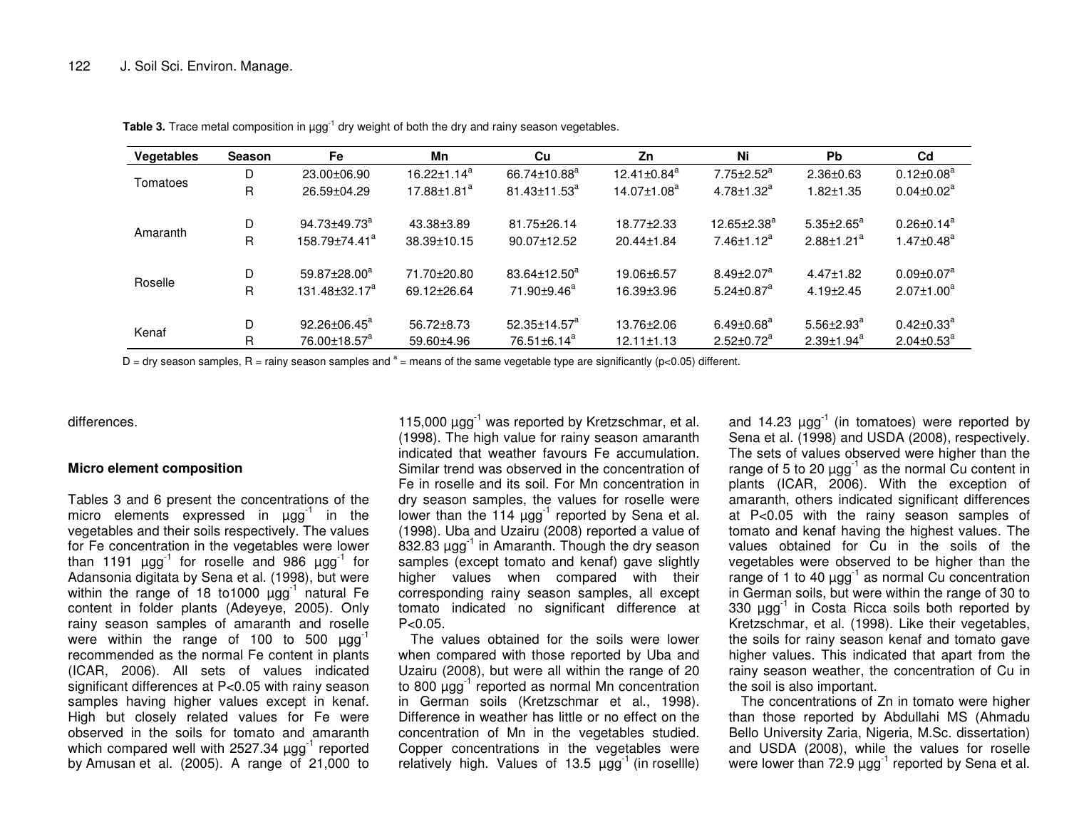**Table 3.** Trace metal composition in $\mu gg^{-1}$ dry weight of both the dry and rainy season vegetables.

| Vegetables | Season | Fe | Mn | Cu | Zn | Ni | Pb | Cd |
|---|---|---|---|---|---|---|---|---|
| Tomatoes | D | 23.00±06.90 | 16.22±1.14[a] | 66.74±10.88[a] | 12.41±0.84[a] | 7.75±2.52[a] | 2.36±0.63 | 0.12±0.08[a] |
| | R | 26.59±04.29 | 17.88±1.81[a] | 81.43±11.53[a] | 14.07±1.08[a] | 4.78±1.32[a] | 1.82±1.35 | 0.04±0.02[a] |
| Amaranth | D | 94.73±49.73[a] | 43.38±3.89 | 81.75±26.14 | 18.77±2.33 | 12.65±2.38[a] | 5.35±2.65[a] | 0.26±0.14[a] |
| | R | 158.79±74.41[a] | 38.39±10.15 | 90.07±12.52 | 20.44±1.84 | 7.46±1.12[a] | 2.88±1.21[a] | 1.47±0.48[a] |
| Roselle | D | 59.87±28.00[a] | 71.70±20.80 | 83.64±12.50[a] | 19.06±6.57 | 8.49±2.07[a] | 4.47±1.82 | 0.09±0.07[a] |
| | R | 131.48±32.17[a] | 69.12±26.64 | 71.90±9.46[a] | 16.39±3.96 | 5.24±0.87[a] | 4.19±2.45 | 2.07±1.00[a] |
| Kenaf | D | 92.26±06.45[a] | 56.72±8.73 | 52.35±14.57[a] | 13.76±2.06 | 6.49±0.68[a] | 5.56±2.93[a] | 0.42±0.33[a] |
| | R | 76.00±18.57[a] | 59.60±4.96 | 76.51±6.14[a] | 12.11±1.13 | 2.52±0.72[a] | 2.39±1.94[a] | 2.04±0.53[a] |

D = dry season samples, R = rainy season samples and [a] = means of the same vegetable type are significantly ($p<0.05$) different.

differences.

### Micro element composition

Tables 3 and 6 present the concentrations of the micro elements expressed in $\mu gg^{-1}$ in the vegetables and their soils respectively. The values for Fe concentration in the vegetables were lower than 1191 $\mu gg^{-1}$ for roselle and 986 $\mu gg^{-1}$ for Adansonia digitata by Sena et al. (1998), but were within the range of 18 to1000 $\mu gg^{-1}$ natural Fe content in folder plants (Adeyeye, 2005). Only rainy season samples of amaranth and roselle were within the range of 100 to 500 $\mu gg^{-1}$ recommended as the normal Fe content in plants (ICAR, 2006). All sets of values indicated significant differences at P<0.05 with rainy season samples having higher values except in kenaf. High but closely related values for Fe were observed in the soils for tomato and amaranth which compared well with 2527.34 $\mu gg^{-1}$ reported by Amusan et al. (2005). A range of 21,000 to 115,000 $\mu gg^{-1}$ was reported by Kretzschmar, et al. (1998). The high value for rainy season amaranth indicated that weather favours Fe accumulation. Similar trend was observed in the concentration of Fe in roselle and its soil. For Mn concentration in dry season samples, the values for roselle were lower than the 114 $\mu gg^{-1}$ reported by Sena et al. (1998). Uba and Uzairu (2008) reported a value of 832.83 $\mu gg^{-1}$ in Amaranth. Though the dry season samples (except tomato and kenaf) gave slightly higher values when compared with their corresponding rainy season samples, all except tomato indicated no significant difference at P<0.05.

The values obtained for the soils were lower when compared with those reported by Uba and Uzairu (2008), but were all within the range of 20 to 800 $\mu gg^{-1}$ reported as normal Mn concentration in German soils (Kretzschmar et al., 1998). Difference in weather has little or no effect on the concentration of Mn in the vegetables studied. Copper concentrations in the vegetables were relatively high. Values of 13.5 $\mu gg^{-1}$ (in rosellle) and 14.23 $\mu gg^{-1}$ (in tomatoes) were reported by Sena et al. (1998) and USDA (2008), respectively. The sets of values observed were higher than the range of 5 to 20 $\mu gg^{-1}$ as the normal Cu content in plants (ICAR, 2006). With the exception of amaranth, others indicated significant differences at P<0.05 with the rainy season samples of tomato and kenaf having the highest values. The values obtained for Cu in the soils of the vegetables were observed to be higher than the range of 1 to 40 $\mu gg^{-1}$ as normal Cu concentration in German soils, but were within the range of 30 to 330 $\mu gg^{-1}$ in Costa Ricca soils both reported by Kretzschmar, et al. (1998). Like their vegetables, the soils for rainy season kenaf and tomato gave higher values. This indicated that apart from the rainy season weather, the concentration of Cu in the soil is also important.

The concentrations of Zn in tomato were higher than those reported by Abdullahi MS (Ahmadu Bello University Zaria, Nigeria, M.Sc. dissertation) and USDA (2008), while the values for roselle were lower than 72.9 $\mu gg^{-1}$ reported by Sena et al.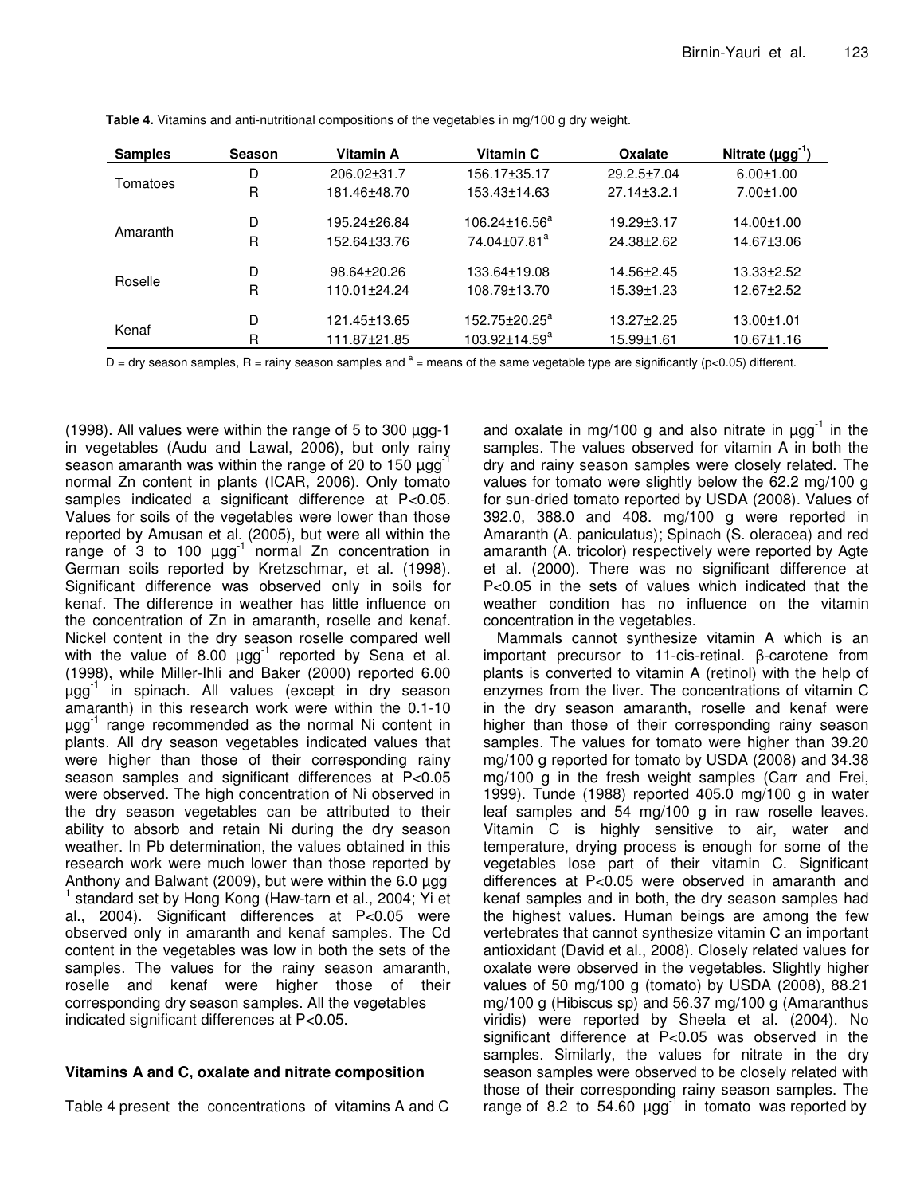**Table 4.** Vitamins and anti-nutritional compositions of the vegetables in mg/100 g dry weight.

| Samples | Season | Vitamin A | Vitamin C | Oxalate | Nitrate (µgg$^{-1}$) |
|---|---|---|---|---|---|
| Tomatoes | D | 206.02±31.7 | 156.17±35.17 | 29.2.5±7.04 | 6.00±1.00 |
| | R | 181.46±48.70 | 153.43±14.63 | 27.14±3.2.1 | 7.00±1.00 |
| Amaranth | D | 195.24±26.84 | 106.24±16.56[a] | 19.29±3.17 | 14.00±1.00 |
| | R | 152.64±33.76 | 74.04±07.81[a] | 24.38±2.62 | 14.67±3.06 |
| Roselle | D | 98.64±20.26 | 133.64±19.08 | 14.56±2.45 | 13.33±2.52 |
| | R | 110.01±24.24 | 108.79±13.70 | 15.39±1.23 | 12.67±2.52 |
| Kenaf | D | 121.45±13.65 | 152.75±20.25[a] | 13.27±2.25 | 13.00±1.01 |
| | R | 111.87±21.85 | 103.92±14.59[a] | 15.99±1.61 | 10.67±1.16 |

D = dry season samples, R = rainy season samples and [a] = means of the same vegetable type are significantly ($p<0.05$) different.

(1998). All values were within the range of 5 to 300 µgg-1 in vegetables (Audu and Lawal, 2006), but only rainy season amaranth was within the range of 20 to 150 µgg$^{-1}$ normal Zn content in plants (ICAR, 2006). Only tomato samples indicated a significant difference at $P<0.05$. Values for soils of the vegetables were lower than those reported by Amusan et al. (2005), but were all within the range of 3 to 100 µgg$^{-1}$ normal Zn concentration in German soils reported by Kretzschmar, et al. (1998). Significant difference was observed only in soils for kenaf. The difference in weather has little influence on the concentration of Zn in amaranth, roselle and kenaf. Nickel content in the dry season roselle compared well with the value of 8.00 µgg$^{-1}$ reported by Sena et al. (1998), while Miller-Ihli and Baker (2000) reported 6.00 µgg$^{-1}$ in spinach. All values (except in dry season amaranth) in this research work were within the 0.1-10 µgg$^{-1}$ range recommended as the normal Ni content in plants. All dry season vegetables indicated values that were higher than those of their corresponding rainy season samples and significant differences at $P<0.05$ were observed. The high concentration of Ni observed in the dry season vegetables can be attributed to their ability to absorb and retain Ni during the dry season weather. In Pb determination, the values obtained in this research work were much lower than those reported by Anthony and Balwant (2009), but were within the 6.0 µgg$^{-1}$ standard set by Hong Kong (Haw-tarn et al., 2004; Yi et al., 2004). Significant differences at $P<0.05$ were observed only in amaranth and kenaf samples. The Cd content in the vegetables was low in both the sets of the samples. The values for the rainy season amaranth, roselle and kenaf were higher those of their corresponding dry season samples. All the vegetables indicated significant differences at $P<0.05$.

### Vitamins A and C, oxalate and nitrate composition

Table 4 present the concentrations of vitamins A and C and oxalate in mg/100 g and also nitrate in µgg$^{-1}$ in the samples. The values observed for vitamin A in both the dry and rainy season samples were closely related. The values for tomato were slightly below the 62.2 mg/100 g for sun-dried tomato reported by USDA (2008). Values of 392.0, 388.0 and 408. mg/100 g were reported in Amaranth (A. paniculatus); Spinach (S. oleracea) and red amaranth (A. tricolor) respectively were reported by Agte et al. (2000). There was no significant difference at $P<0.05$ in the sets of values which indicated that the weather condition has no influence on the vitamin concentration in the vegetables.

Mammals cannot synthesize vitamin A which is an important precursor to 11-cis-retinal. β-carotene from plants is converted to vitamin A (retinol) with the help of enzymes from the liver. The concentrations of vitamin C in the dry season amaranth, roselle and kenaf were higher than those of their corresponding rainy season samples. The values for tomato were higher than 39.20 mg/100 g reported for tomato by USDA (2008) and 34.38 mg/100 g in the fresh weight samples (Carr and Frei, 1999). Tunde (1988) reported 405.0 mg/100 g in water leaf samples and 54 mg/100 g in raw roselle leaves. Vitamin C is highly sensitive to air, water and temperature, drying process is enough for some of the vegetables lose part of their vitamin C. Significant differences at $P<0.05$ were observed in amaranth and kenaf samples and in both, the dry season samples had the highest values. Human beings are among the few vertebrates that cannot synthesize vitamin C an important antioxidant (David et al., 2008). Closely related values for oxalate were observed in the vegetables. Slightly higher values of 50 mg/100 g (tomato) by USDA (2008), 88.21 mg/100 g (Hibiscus sp) and 56.37 mg/100 g (Amaranthus viridis) were reported by Sheela et al. (2004). No significant difference at $P<0.05$ was observed in the samples. Similarly, the values for nitrate in the dry season samples were observed to be closely related with those of their corresponding rainy season samples. The range of 8.2 to 54.60 µgg$^{-1}$ in tomato was reported by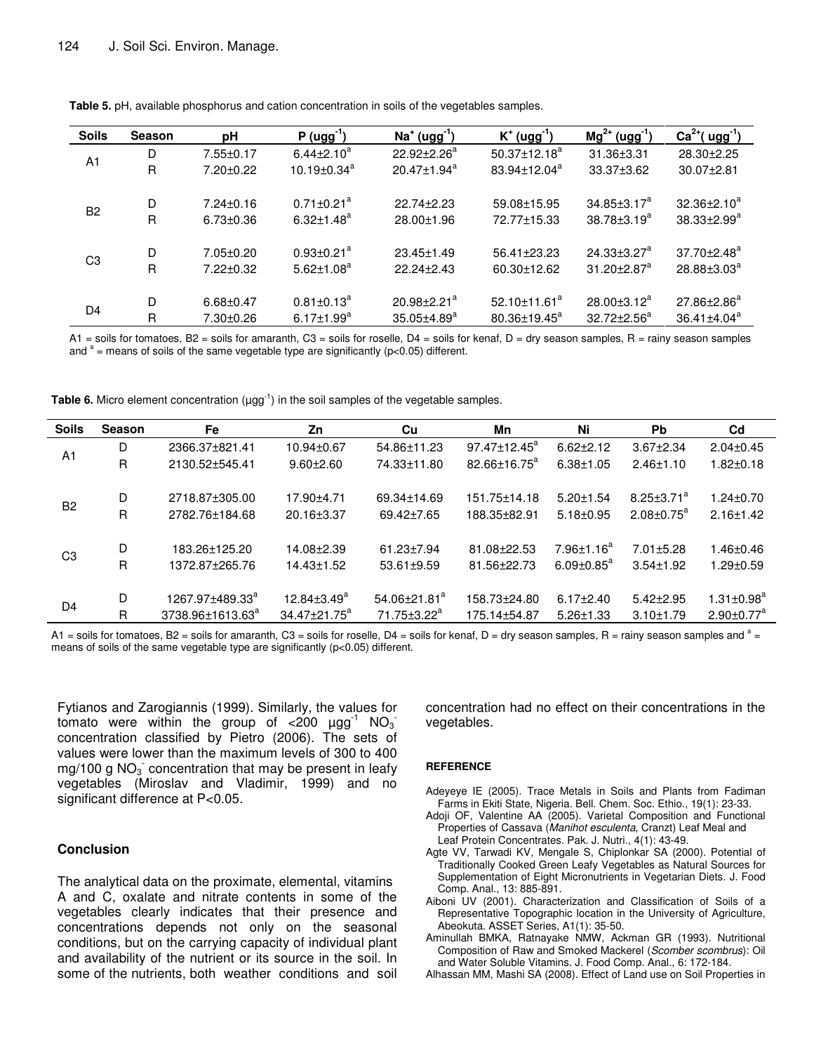**Table 5.** pH, available phosphorus and cation concentration in soils of the vegetables samples.

| Soils | Season | pH | P ($ugg^{-1}$) | $Na^+$ ($ugg^{-1}$) | $K^+$ ($ugg^{-1}$) | $Mg^{2+}$ ($ugg^{-1}$) | $Ca^{2+}$( $ugg^{-1}$) |
|---|---|---|---|---|---|---|---|
| A1 | D | 7.55±0.17 | 6.44±2.10[a] | 22.92±2.26[a] | 50.37±12.18[a] | 31.36±3.31 | 28.30±2.25 |
| | R | 7.20±0.22 | 10.19±0.34[a] | 20.47±1.94[a] | 83.94±12.04[a] | 33.37±3.62 | 30.07±2.81 |
| B2 | D | 7.24±0.16 | 0.71±0.21[a] | 22.74±2.23 | 59.08±15.95 | 34.85±3.17[a] | 32.36±2.10[a] |
| | R | 6.73±0.36 | 6.32±1.48[a] | 28.00±1.96 | 72.77±15.33 | 38.78±3.19[a] | 38.33±2.99[a] |
| C3 | D | 7.05±0.20 | 0.93±0.21[a] | 23.45±1.49 | 56.41±23.23 | 24.33±3.27[a] | 37.70±2.48[a] |
| | R | 7.22±0.32 | 5.62±1.08[a] | 22.24±2.43 | 60.30±12.62 | 31.20±2.87[a] | 28.88±3.03[a] |
| D4 | D | 6.68±0.47 | 0.81±0.13[a] | 20.98±2.21[a] | 52.10±11.61[a] | 28.00±3.12[a] | 27.86±2.86[a] |
| | R | 7.30±0.26 | 6.17±1.99[a] | 35.05±4.89[a] | 80.36±19.45[a] | 32.72±2.56[a] | 36.41±4.04[a] |

A1 = soils for tomatoes, B2 = soils for amaranth, C3 = soils for roselle, D4 = soils for kenaf, D = dry season samples, R = rainy season samples and [a] = means of soils of the same vegetable type are significantly ($p<0.05$) different.

**Table 6.** Micro element concentration ($\mu gg^{-1}$) in the soil samples of the vegetable samples.

| Soils | Season | Fe | Zn | Cu | Mn | Ni | Pb | Cd |
|---|---|---|---|---|---|---|---|---|
| A1 | D | 2366.37±821.41 | 10.94±0.67 | 54.86±11.23 | 97.47±12.45[a] | 6.62±2.12 | 3.67±2.34 | 2.04±0.45 |
| | R | 2130.52±545.41 | 9.60±2.60 | 74.33±11.80 | 82.66±16.75[a] | 6.38±1.05 | 2.46±1.10 | 1.82±0.18 |
| B2 | D | 2718.87±305.00 | 17.90±4.71 | 69.34±14.69 | 151.75±14.18 | 5.20±1.54 | 8.25±3.71[a] | 1.24±0.70 |
| | R | 2782.76±184.68 | 20.16±3.37 | 69.42±7.65 | 188.35±82.91 | 5.18±0.95 | 2.08±0.75[a] | 2.16±1.42 |
| C3 | D | 183.26±125.20 | 14.08±2.39 | 61.23±7.94 | 81.08±22.53 | 7.96±1.16[a] | 7.01±5.28 | 1.46±0.46 |
| | R | 1372.87±265.76 | 14.43±1.52 | 53.61±9.59 | 81.56±22.73 | 6.09±0.85[a] | 3.54±1.92 | 1.29±0.59 |
| D4 | D | 1267.97±489.33[a] | 12.84±3.49[a] | 54.06±21.81[a] | 158.73±24.80 | 6.17±2.40 | 5.42±2.95 | 1.31±0.98[a] |
| | R | 3738.96±1613.63[a] | 34.47±21.75[a] | 71.75±3.22[a] | 175.14±54.87 | 5.26±1.33 | 3.10±1.79 | 2.90±0.77[a] |

A1 = soils for tomatoes, B2 = soils for amaranth, C3 = soils for roselle, D4 = soils for kenaf, D = dry season samples, R = rainy season samples and [a] = means of soils of the same vegetable type are significantly ($p<0.05$) different.

Fytianos and Zarogiannis (1999). Similarly, the values for tomato were within the group of <200 $\mu gg^{-1}$ $NO_3^-$ concentration classified by Pietro (2006). The sets of values were lower than the maximum levels of 300 to 400 mg/100 g $NO_3^-$ concentration that may be present in leafy vegetables (Miroslav and Vladimir, 1999) and no significant difference at $P<0.05$.

## Conclusion

The analytical data on the proximate, elemental, vitamins A and C, oxalate and nitrate contents in some of the vegetables clearly indicates that their presence and concentrations depends not only on the seasonal conditions, but on the carrying capacity of individual plant and availability of the nutrient or its source in the soil. In some of the nutrients, both weather conditions and soil concentration had no effect on their concentrations in the vegetables.

### REFERENCE

Adeyeye IE (2005). Trace Metals in Soils and Plants from Fadiman Farms in Ekiti State, Nigeria. Bell. Chem. Soc. Ethio., 19(1): 23-33.

Adoji OF, Valentine AA (2005). Varietal Composition and Functional Properties of Cassava (*Manihot esculenta*, Cranzt) Leaf Meal and Leaf Protein Concentrates. Pak. J. Nutri., 4(1): 43-49.

Agte VV, Tarwadi KV, Mengale S, Chiplonkar SA (2000). Potential of Traditionally Cooked Green Leafy Vegetables as Natural Sources for Supplementation of Eight Micronutrients in Vegetarian Diets. J. Food Comp. Anal., 13: 885-891.

Aiboni UV (2001). Characterization and Classification of Soils of a Representative Topographic location in the University of Agriculture, Abeokuta. ASSET Series, A1(1): 35-50.

Aminullah BMKA, Ratnayake NMW, Ackman GR (1993). Nutritional Composition of Raw and Smoked Mackerel (*Scomber scombrus*): Oil and Water Soluble Vitamins. J. Food Comp. Anal., 6: 172-184.

Alhassan MM, Mashi SA (2008). Effect of Land use on Soil Properties in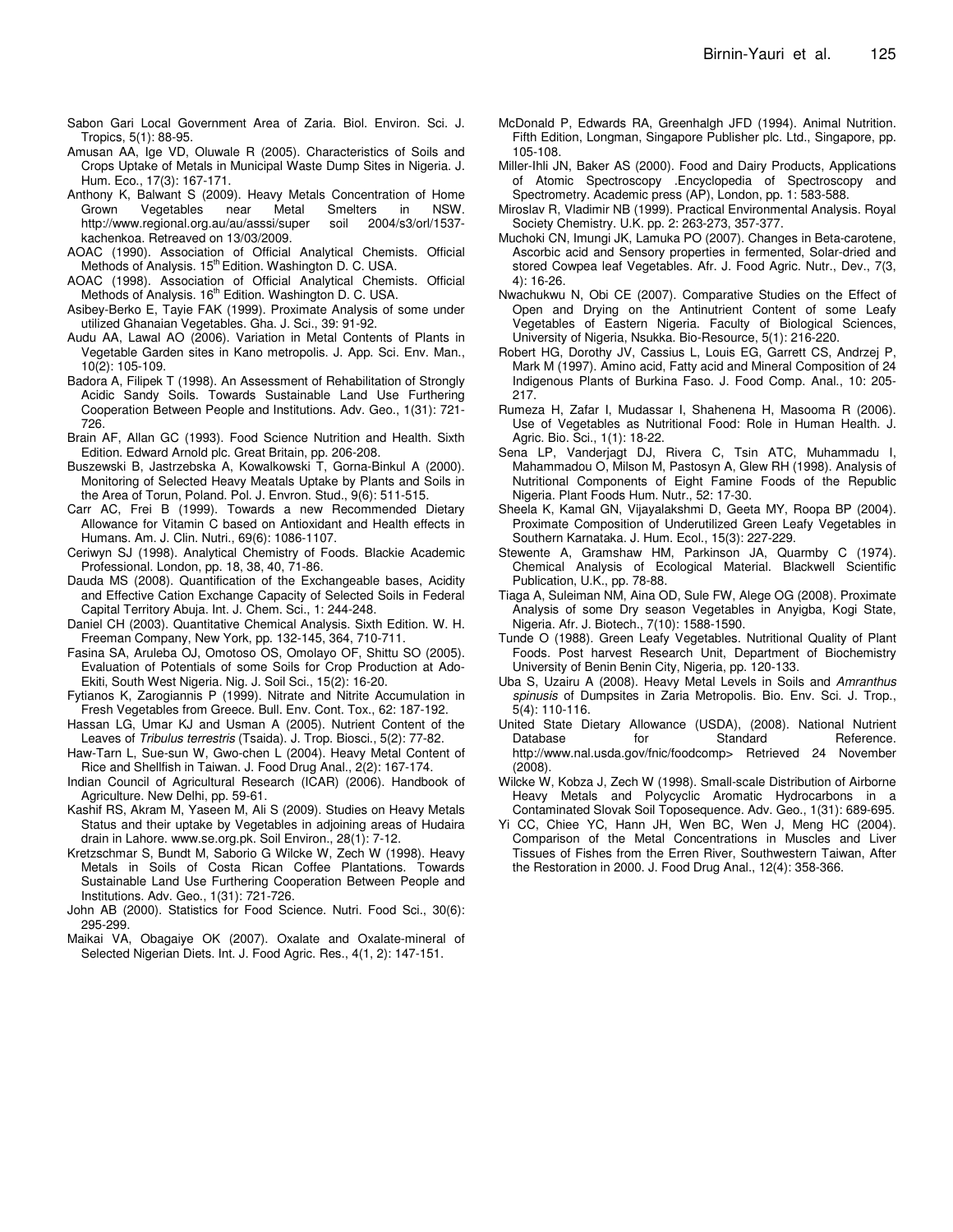Sabon Gari Local Government Area of Zaria. Biol. Environ. Sci. J. Tropics, 5(1): 88-95.

Amusan AA, Ige VD, Oluwale R (2005). Characteristics of Soils and Crops Uptake of Metals in Municipal Waste Dump Sites in Nigeria. J. Hum. Eco., 17(3): 167-171.

Anthony K, Balwant S (2009). Heavy Metals Concentration of Home Grown Vegetables near Metal Smelters in NSW. http://www.regional.org.au/au/asssi/super soil 2004/s3/orl/1537-kachenkoa. Retreaved on 13/03/2009.

AOAC (1990). Association of Official Analytical Chemists. Official Methods of Analysis. 15th Edition. Washington D. C. USA.

AOAC (1998). Association of Official Analytical Chemists. Official Methods of Analysis. 16th Edition. Washington D. C. USA.

Asibey-Berko E, Tayie FAK (1999). Proximate Analysis of some under utilized Ghanaian Vegetables. Gha. J. Sci., 39: 91-92.

Audu AA, Lawal AO (2006). Variation in Metal Contents of Plants in Vegetable Garden sites in Kano metropolis. J. App. Sci. Env. Man., 10(2): 105-109.

Badora A, Filipek T (1998). An Assessment of Rehabilitation of Strongly Acidic Sandy Soils. Towards Sustainable Land Use Furthering Cooperation Between People and Institutions. Adv. Geo., 1(31): 721-726.

Brain AF, Allan GC (1993). Food Science Nutrition and Health. Sixth Edition. Edward Arnold plc. Great Britain, pp. 206-208.

Buszewski B, Jastrzebska A, Kowalkowski T, Gorna-Binkul A (2000). Monitoring of Selected Heavy Meatals Uptake by Plants and Soils in the Area of Torun, Poland. Pol. J. Envron. Stud., 9(6): 511-515.

Carr AC, Frei B (1999). Towards a new Recommended Dietary Allowance for Vitamin C based on Antioxidant and Health effects in Humans. Am. J. Clin. Nutri., 69(6): 1086-1107.

Ceriwyn SJ (1998). Analytical Chemistry of Foods. Blackie Academic Professional. London, pp. 18, 38, 40, 71-86.

Dauda MS (2008). Quantification of the Exchangeable bases, Acidity and Effective Cation Exchange Capacity of Selected Soils in Federal Capital Territory Abuja. Int. J. Chem. Sci., 1: 244-248.

Daniel CH (2003). Quantitative Chemical Analysis. Sixth Edition. W. H. Freeman Company, New York, pp. 132-145, 364, 710-711.

Fasina SA, Aruleba OJ, Omotoso OS, Omolayo OF, Shittu SO (2005). Evaluation of Potentials of some Soils for Crop Production at Ado-Ekiti, South West Nigeria. Nig. J. Soil Sci., 15(2): 16-20.

Fytianos K, Zarogiannis P (1999). Nitrate and Nitrite Accumulation in Fresh Vegetables from Greece. Bull. Env. Cont. Tox., 62: 187-192.

Hassan LG, Umar KJ and Usman A (2005). Nutrient Content of the Leaves of *Tribulus terrestris* (Tsaida). J. Trop. Biosci., 5(2): 77-82.

Haw-Tarn L, Sue-sun W, Gwo-chen L (2004). Heavy Metal Content of Rice and Shellfish in Taiwan. J. Food Drug Anal., 2(2): 167-174.

Indian Council of Agricultural Research (ICAR) (2006). Handbook of Agriculture. New Delhi, pp. 59-61.

Kashif RS, Akram M, Yaseen M, Ali S (2009). Studies on Heavy Metals Status and their uptake by Vegetables in adjoining areas of Hudaira drain in Lahore. www.se.org.pk. Soil Environ., 28(1): 7-12.

Kretzschmar S, Bundt M, Saborio G Wilcke W, Zech W (1998). Heavy Metals in Soils of Costa Rican Coffee Plantations. Towards Sustainable Land Use Furthering Cooperation Between People and Institutions. Adv. Geo., 1(31): 721-726.

John AB (2000). Statistics for Food Science. Nutri. Food Sci., 30(6): 295-299.

Maikai VA, Obagaiye OK (2007). Oxalate and Oxalate-mineral of Selected Nigerian Diets. Int. J. Food Agric. Res., 4(1, 2): 147-151.

McDonald P, Edwards RA, Greenhalgh JFD (1994). Animal Nutrition. Fifth Edition, Longman, Singapore Publisher plc. Ltd., Singapore, pp. 105-108.

Miller-Ihli JN, Baker AS (2000). Food and Dairy Products, Applications of Atomic Spectroscopy .Encyclopedia of Spectroscopy and Spectrometry. Academic press (AP), London, pp. 1: 583-588.

Miroslav R, Vladimir NB (1999). Practical Environmental Analysis. Royal Society Chemistry. U.K. pp. 2: 263-273, 357-377.

Muchoki CN, Imungi JK, Lamuka PO (2007). Changes in Beta-carotene, Ascorbic acid and Sensory properties in fermented, Solar-dried and stored Cowpea leaf Vegetables. Afr. J. Food Agric. Nutr., Dev., 7(3, 4): 16-26.

Nwachukwu N, Obi CE (2007). Comparative Studies on the Effect of Open and Drying on the Antinutrient Content of some Leafy Vegetables of Eastern Nigeria. Faculty of Biological Sciences, University of Nigeria, Nsukka. Bio-Resource, 5(1): 216-220.

Robert HG, Dorothy JV, Cassius L, Louis EG, Garrett CS, Andrzej P, Mark M (1997). Amino acid, Fatty acid and Mineral Composition of 24 Indigenous Plants of Burkina Faso. J. Food Comp. Anal., 10: 205-217.

Rumeza H, Zafar I, Mudassar I, Shahenena H, Masooma R (2006). Use of Vegetables as Nutritional Food: Role in Human Health. J. Agric. Bio. Sci., 1(1): 18-22.

Sena LP, Vanderjagt DJ, Rivera C, Tsin ATC, Muhammadu I, Mahammadou O, Milson M, Pastosyn A, Glew RH (1998). Analysis of Nutritional Components of Eight Famine Foods of the Republic Nigeria. Plant Foods Hum. Nutr., 52: 17-30.

Sheela K, Kamal GN, Vijayalakshmi D, Geeta MY, Roopa BP (2004). Proximate Composition of Underutilized Green Leafy Vegetables in Southern Karnataka. J. Hum. Ecol., 15(3): 227-229.

Stewente A, Gramshaw HM, Parkinson JA, Quarmby C (1974). Chemical Analysis of Ecological Material. Blackwell Scientific Publication, U.K., pp. 78-88.

Tiaga A, Suleiman NM, Aina OD, Sule FW, Alege OG (2008). Proximate Analysis of some Dry season Vegetables in Anyigba, Kogi State, Nigeria. Afr. J. Biotech., 7(10): 1588-1590.

Tunde O (1988). Green Leafy Vegetables. Nutritional Quality of Plant Foods. Post harvest Research Unit, Department of Biochemistry University of Benin Benin City, Nigeria, pp. 120-133.

Uba S, Uzairu A (2008). Heavy Metal Levels in Soils and *Amranthus spinusis* of Dumpsites in Zaria Metropolis. Bio. Env. Sci. J. Trop., 5(4): 110-116.

United State Dietary Allowance (USDA), (2008). National Nutrient Database for Standard Reference. http://www.nal.usda.gov/fnic/foodcomp> Retrieved 24 November (2008).

Wilcke W, Kobza J, Zech W (1998). Small-scale Distribution of Airborne Heavy Metals and Polycyclic Aromatic Hydrocarbons in a Contaminated Slovak Soil Toposequence. Adv. Geo., 1(31): 689-695.

Yi CC, Chiee YC, Hann JH, Wen BC, Wen J, Meng HC (2004). Comparison of the Metal Concentrations in Muscles and Liver Tissues of Fishes from the Erren River, Southwestern Taiwan, After the Restoration in 2000. J. Food Drug Anal., 12(4): 358-366.